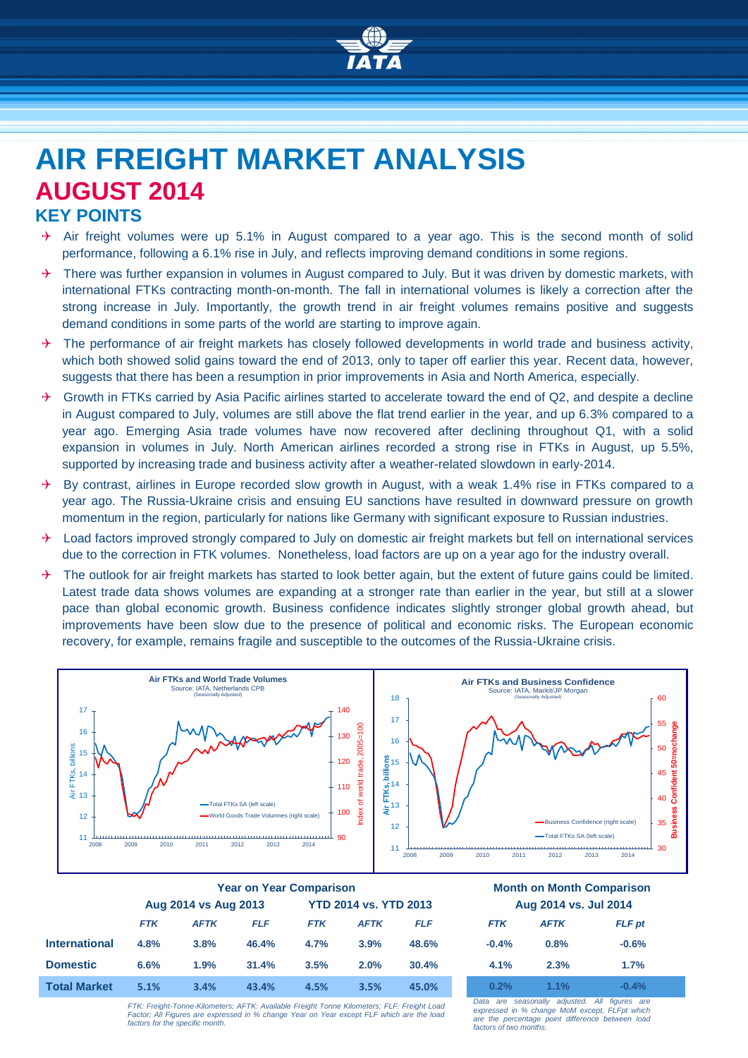# AIR FREIGHT MARKET ANALYSIS

## AUGUST 2014

### KEY POINTS

- Air freight volumes were up 5.1% in August compared to a year ago. This is the second month of solid performance, following a 6.1% rise in July, and reflects improving demand conditions in some regions.
- There was further expansion in volumes in August compared to July. But it was driven by domestic markets, with international FTKs contracting month-on-month. The fall in international volumes is likely a correction after the strong increase in July. Importantly, the growth trend in air freight volumes remains positive and suggests demand conditions in some parts of the world are starting to improve again.
- The performance of air freight markets has closely followed developments in world trade and business activity, which both showed solid gains toward the end of 2013, only to taper off earlier this year. Recent data, however, suggests that there has been a resumption in prior improvements in Asia and North America, especially.
- Growth in FTKs carried by Asia Pacific airlines started to accelerate toward the end of Q2, and despite a decline in August compared to July, volumes are still above the flat trend earlier in the year, and up 6.3% compared to a year ago. Emerging Asia trade volumes have now recovered after declining throughout Q1, with a solid expansion in volumes in July. North American airlines recorded a strong rise in FTKs in August, up 5.5%, supported by increasing trade and business activity after a weather-related slowdown in early-2014.
- By contrast, airlines in Europe recorded slow growth in August, with a weak 1.4% rise in FTKs compared to a year ago. The Russia-Ukraine crisis and ensuing EU sanctions have resulted in downward pressure on growth momentum in the region, particularly for nations like Germany with significant exposure to Russian industries.
- Load factors improved strongly compared to July on domestic air freight markets but fell on international services due to the correction in FTK volumes. Nonetheless, load factors are up on a year ago for the industry overall.
- The outlook for air freight markets has started to look better again, but the extent of future gains could be limited. Latest trade data shows volumes are expanding at a stronger rate than earlier in the year, but still at a slower pace than global economic growth. Business confidence indicates slightly stronger global growth ahead, but improvements have been slow due to the presence of political and economic risks. The European economic recovery, for example, remains fragile and susceptible to the outcomes of the Russia-Ukraine crisis.

**Air FTKs and World Trade Volumes**
Source: IATA, Netherlands CPB (Seasonally Adjusted)

**Air FTKs and Business Confidence**
Source: IATA, Markit/JP Morgan (Seasonally Adjusted)

| | Year on Year Comparison | | | | | | Month on Month Comparison | | |
|---|---|---|---|---|---|---|---|---|---|
| | Aug 2014 vs Aug 2013 | | | YTD 2014 vs. YTD 2013 | | | Aug 2014 vs. Jul 2014 | | |
| | *FTK* | *AFTK* | *FLF* | *FTK* | *AFTK* | *FLF* | *FTK* | *AFTK* | *FLF pt* |
| **International** | 4.8% | 3.8% | 46.4% | 4.7% | 3.9% | 48.6% | -0.4% | 0.8% | -0.6% |
| **Domestic** | 6.6% | 1.9% | 31.4% | 3.5% | 2.0% | 30.4% | 4.1% | 2.3% | 1.7% |
| **Total Market** | 5.1% | 3.4% | 43.4% | 4.5% | 3.5% | 45.0% | 0.2% | 1.1% | -0.4% |

*FTK: Freight-Tonne-Kilometers; AFTK: Available Freight Tonne Kilometers; FLF: Freight Load Factor; All Figures are expressed in % change Year on Year except FLF which are the load factors for the specific month.*

*Data are seasonally adjusted. All figures are expressed in % change MoM except, FLFpt which are the percentage point difference between load factors of two months.*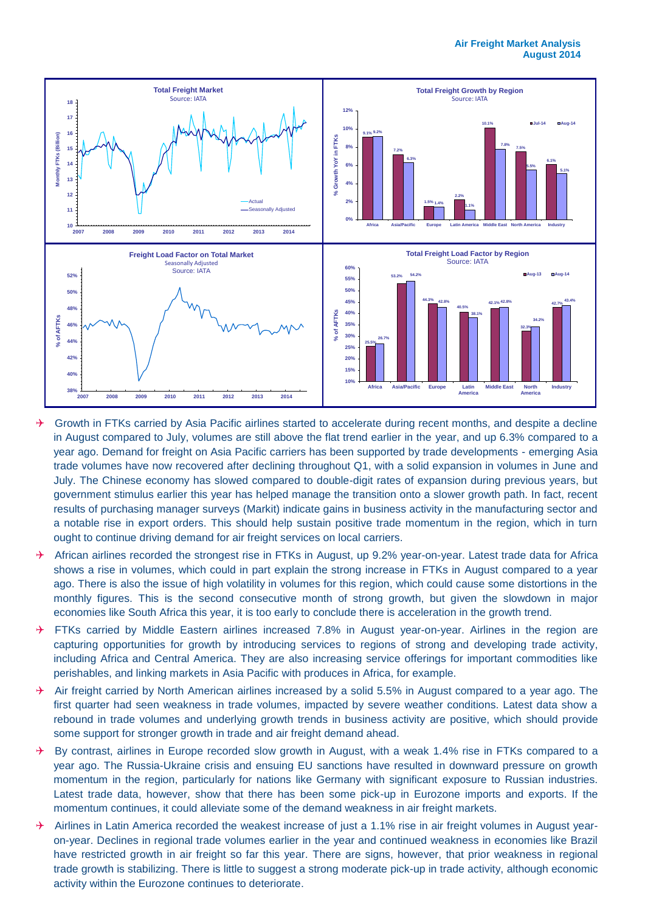Total Freight Market
Source: IATA

Monthly FTKs (Billion)

18
17
16
15
14
13
12
11
10

2007 2008 2009 2010 2011 2012 2013 2014

Actual
Seasonally Adjusted

Total Freight Growth by Region
Source: IATA

% Growth YoY in FTKs

12%
10%
8%
6%
4%
2%
0%

Jul-14 Aug-14

9.1% 9.2%
7.2% 6.3%
1.5% 1.4%
2.2% 1.1%
10.1% 7.8%
7.5% 5.5%
6.1% 5.1%

Africa Asia/Pacific Europe Latin America Middle East North America Industry

Freight Load Factor on Total Market
Seasonally Adjusted
Source: IATA

% of AFTKs

52%
50%
48%
46%
44%
42%
40%
38%

2007 2008 2009 2010 2011 2012 2013 2014

Total Freight Load Factor by Region
Source: IATA

% of AFTKs

60%
55%
50%
45%
40%
35%
30%
25%
20%
15%
10%

Aug-13 Aug-14

25.5% 26.7%
53.2% 54.2%
44.3% 42.8%
40.5% 38.1%
42.1% 42.8%
32.3% 34.2%
42.7% 43.4%

Africa Asia/Pacific Europe Latin America Middle East North America Industry

- Growth in FTKs carried by Asia Pacific airlines started to accelerate during recent months, and despite a decline in August compared to July, volumes are still above the flat trend earlier in the year, and up 6.3% compared to a year ago. Demand for freight on Asia Pacific carriers has been supported by trade developments - emerging Asia trade volumes have now recovered after declining throughout Q1, with a solid expansion in volumes in June and July. The Chinese economy has slowed compared to double-digit rates of expansion during previous years, but government stimulus earlier this year has helped manage the transition onto a slower growth path. In fact, recent results of purchasing manager surveys (Markit) indicate gains in business activity in the manufacturing sector and a notable rise in export orders. This should help sustain positive trade momentum in the region, which in turn ought to continue driving demand for air freight services on local carriers.
- African airlines recorded the strongest rise in FTKs in August, up 9.2% year-on-year. Latest trade data for Africa shows a rise in volumes, which could in part explain the strong increase in FTKs in August compared to a year ago. There is also the issue of high volatility in volumes for this region, which could cause some distortions in the monthly figures. This is the second consecutive month of strong growth, but given the slowdown in major economies like South Africa this year, it is too early to conclude there is acceleration in the growth trend.
- FTKs carried by Middle Eastern airlines increased 7.8% in August year-on-year. Airlines in the region are capturing opportunities for growth by introducing services to regions of strong and developing trade activity, including Africa and Central America. They are also increasing service offerings for important commodities like perishables, and linking markets in Asia Pacific with produces in Africa, for example.
- Air freight carried by North American airlines increased by a solid 5.5% in August compared to a year ago. The first quarter had seen weakness in trade volumes, impacted by severe weather conditions. Latest data show a rebound in trade volumes and underlying growth trends in business activity are positive, which should provide some support for stronger growth in trade and air freight demand ahead.
- By contrast, airlines in Europe recorded slow growth in August, with a weak 1.4% rise in FTKs compared to a year ago. The Russia-Ukraine crisis and ensuing EU sanctions have resulted in downward pressure on growth momentum in the region, particularly for nations like Germany with significant exposure to Russian industries. Latest trade data, however, show that there has been some pick-up in Eurozone imports and exports. If the momentum continues, it could alleviate some of the demand weakness in air freight markets.
- Airlines in Latin America recorded the weakest increase of just a 1.1% rise in air freight volumes in August year-on-year. Declines in regional trade volumes earlier in the year and continued weakness in economies like Brazil have restricted growth in air freight so far this year. There are signs, however, that prior weakness in regional trade growth is stabilizing. There is little to suggest a strong moderate pick-up in trade activity, although economic activity within the Eurozone continues to deteriorate.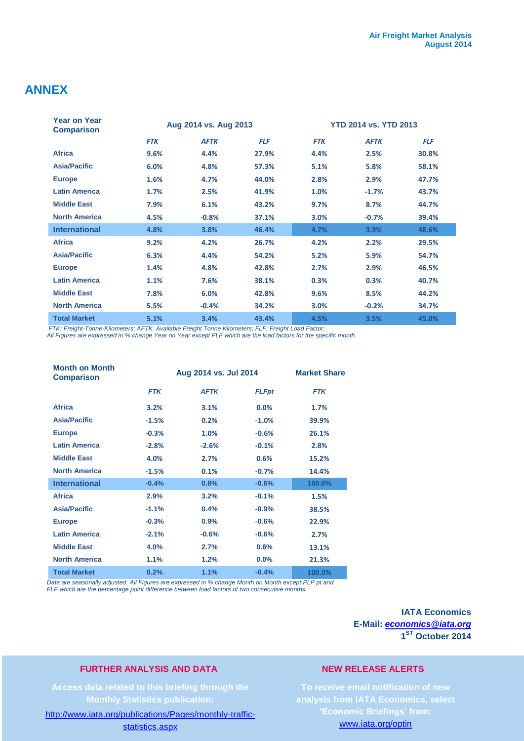# ANNEX

| Year on Year Comparison | Aug 2014 vs. Aug 2013 | | | YTD 2014 vs. YTD 2013 | | |
|---|---|---|---|---|---|---|
| | *FTK* | *AFTK* | *FLF* | *FTK* | *AFTK* | *FLF* |
| **Africa** | 9.6% | 4.4% | 27.9% | 4.4% | 2.5% | 30.8% |
| **Asia/Pacific** | 6.0% | 4.8% | 57.3% | 5.1% | 5.8% | 58.1% |
| **Europe** | 1.6% | 4.7% | 44.0% | 2.8% | 2.9% | 47.7% |
| **Latin America** | 1.7% | 2.5% | 41.9% | 1.0% | -1.7% | 43.7% |
| **Middle East** | 7.9% | 6.1% | 43.2% | 9.7% | 8.7% | 44.7% |
| **North America** | 4.5% | -0.8% | 37.1% | 3.0% | -0.7% | 39.4% |
| **International** | 4.8% | 3.8% | 46.4% | 4.7% | 3.9% | 48.6% |
| **Africa** | 9.2% | 4.2% | 26.7% | 4.2% | 2.2% | 29.5% |
| **Asia/Pacific** | 6.3% | 4.4% | 54.2% | 5.2% | 5.9% | 54.7% |
| **Europe** | 1.4% | 4.8% | 42.8% | 2.7% | 2.9% | 46.5% |
| **Latin America** | 1.1% | 7.6% | 38.1% | 0.3% | 0.3% | 40.7% |
| **Middle East** | 7.8% | 6.0% | 42.8% | 9.6% | 8.5% | 44.2% |
| **North America** | 5.5% | -0.4% | 34.2% | 3.0% | -0.2% | 34.7% |
| **Total Market** | 5.1% | 3.4% | 43.4% | 4.5% | 3.5% | 45.0% |

*FTK: Freight-Tonne-Kilometers; AFTK: Available Freight Tonne Kilometers; FLF: Freight Load Factor;*
*All Figures are expressed in % change Year on Year except FLF which are the load factors for the specific month.*

| Month on Month Comparison | Aug 2014 vs. Jul 2014 | | | Market Share |
|---|---|---|---|---|
| | *FTK* | *AFTK* | *FLFpt* | *FTK* |
| **Africa** | 3.2% | 3.1% | 0.0% | 1.7% |
| **Asia/Pacific** | -1.5% | 0.2% | -1.0% | 39.9% |
| **Europe** | -0.3% | 1.0% | -0.6% | 26.1% |
| **Latin America** | -2.8% | -2.6% | -0.1% | 2.8% |
| **Middle East** | 4.0% | 2.7% | 0.6% | 15.2% |
| **North America** | -1.5% | 0.1% | -0.7% | 14.4% |
| **International** | -0.4% | 0.8% | -0.6% | 100.0% |
| **Africa** | 2.9% | 3.2% | -0.1% | 1.5% |
| **Asia/Pacific** | -1.1% | 0.4% | -0.9% | 38.5% |
| **Europe** | -0.3% | 0.9% | -0.6% | 22.9% |
| **Latin America** | -2.1% | -0.6% | -0.6% | 2.7% |
| **Middle East** | 4.0% | 2.7% | 0.6% | 13.1% |
| **North America** | 1.1% | 1.2% | 0.0% | 21.3% |
| **Total Market** | 0.2% | 1.1% | -0.4% | 100.0% |

*Data are seasonally adjusted. All Figures are expressed in % change Month on Month except PLP pt and FLF which are the percentage point difference between load factors of two consecutive months.*

**IATA Economics**
**E-Mail: *economics@iata.org***
**1[ST] October 2014**

**FURTHER ANALYSIS AND DATA**

Access data related to this briefing through the Monthly Statistics publication:
http://www.iata.org/publications/Pages/monthly-traffic-statistics.aspx

**NEW RELEASE ALERTS**

To receive email notification of new analysis from IATA Economics, select 'Economic Briefings' from:
www.iata.org/optin